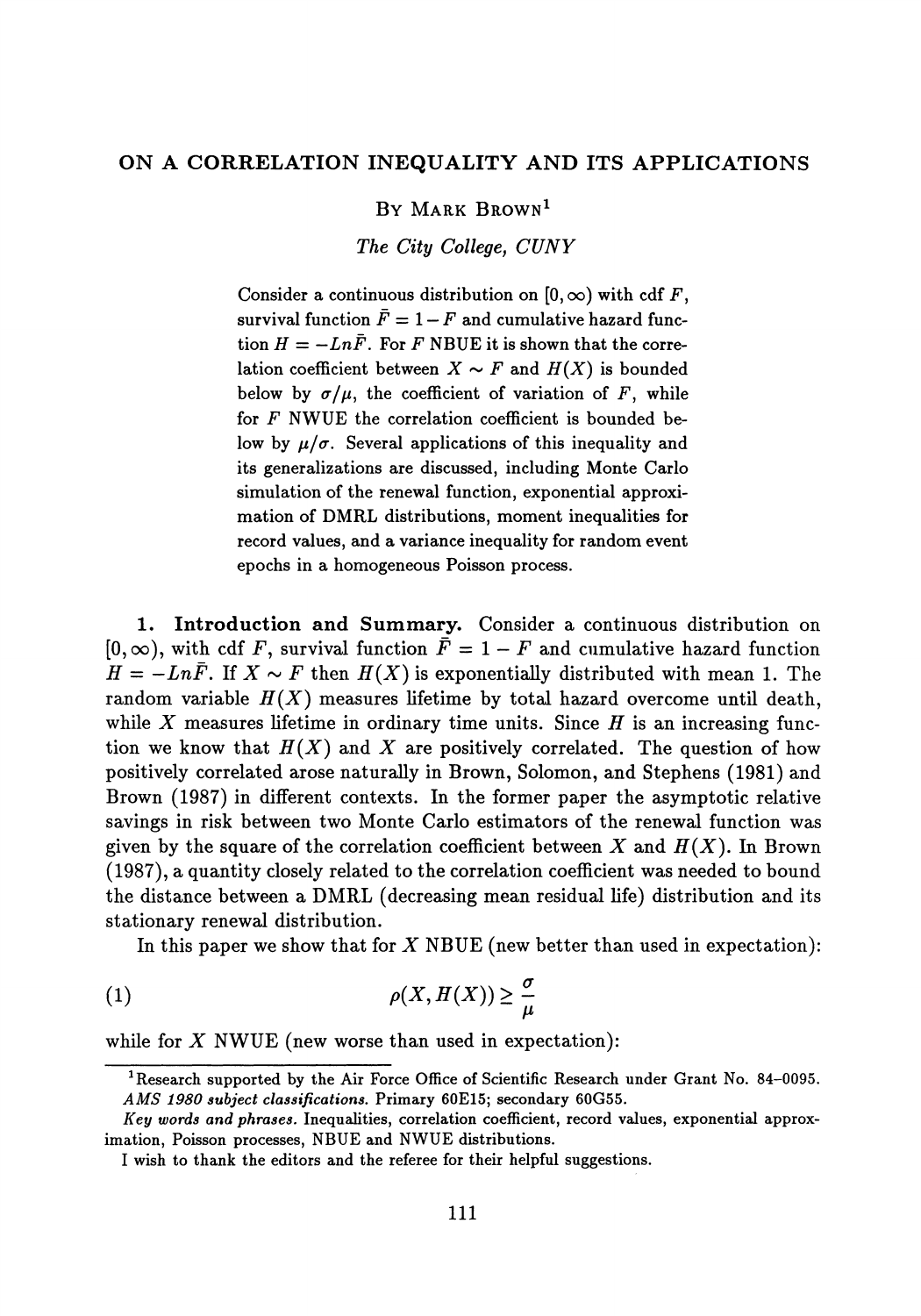# ON A CORRELATION INEQUALITY AND ITS APPLICATIONS

BY MARK BROWN[1]

*The City College, CUNY*

Consider a continuous distribution on $[0, \infty)$ with cdf $F$, survival function $\bar{F} = 1 - F$ and cumulative hazard function $H = -Ln\bar{F}$. For $F$ NBUE it is shown that the correlation coefficient between $X \sim F$ and $H(X)$ is bounded below by $\sigma/\mu$, the coefficient of variation of $F$, while for $F$ NWUE the correlation coefficient is bounded below by $\mu/\sigma$. Several applications of this inequality and its generalizations are discussed, including Monte Carlo simulation of the renewal function, exponential approximation of DMRL distributions, moment inequalities for record values, and a variance inequality for random event epochs in a homogeneous Poisson process.

**1. Introduction and Summary.** Consider a continuous distribution on $[0, \infty)$, with cdf $F$, survival function $\bar{F} = 1 - F$ and cumulative hazard function $H = -Ln\bar{F}$. If $X \sim F$ then $H(X)$ is exponentially distributed with mean 1. The random variable $H(X)$ measures lifetime by total hazard overcome until death, while $X$ measures lifetime in ordinary time units. Since $H$ is an increasing function we know that $H(X)$ and $X$ are positively correlated. The question of how positively correlated arose naturally in Brown, Solomon, and Stephens (1981) and Brown (1987) in different contexts. In the former paper the asymptotic relative savings in risk between two Monte Carlo estimators of the renewal function was given by the square of the correlation coefficient between $X$ and $H(X)$. In Brown (1987), a quantity closely related to the correlation coefficient was needed to bound the distance between a DMRL (decreasing mean residual life) distribution and its stationary renewal distribution.

In this paper we show that for $X$ NBUE (new better than used in expectation):

$$\rho(X, H(X)) \geq \frac{\sigma}{\mu} \tag{1}$$

while for $X$ NWUE (new worse than used in expectation):

---

[1] Research supported by the Air Force Office of Scientific Research under Grant No. 84-0095.

*AMS 1980 subject classifications.* Primary 60E15; secondary 60G55.

*Key words and phrases.* Inequalities, correlation coefficient, record values, exponential approximation, Poisson processes, NBUE and NWUE distributions.

I wish to thank the editors and the referee for their helpful suggestions.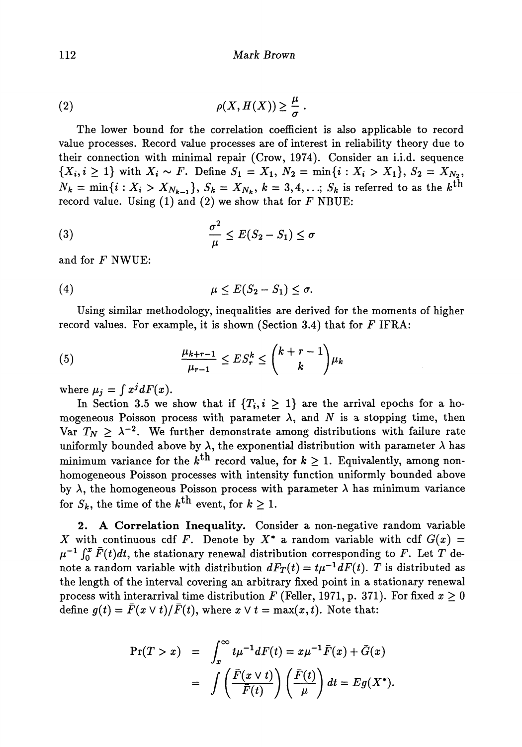$$(2) \qquad \rho(X, H(X)) \geq \frac{\mu}{\sigma}.$$

The lower bound for the correlation coefficient is also applicable to record value processes. Record value processes are of interest in reliability theory due to their connection with minimal repair (Crow, 1974). Consider an i.i.d. sequence $\{X_i, i \geq 1\}$ with $X_i \sim F$. Define $S_1 = X_1$, $N_2 = \min\{i : X_i > X_1\}$, $S_2 = X_{N_2}$, $N_k = \min\{i : X_i > X_{N_{k-1}}\}$, $S_k = X_{N_k}$, $k = 3, 4, \ldots$; $S_k$ is referred to as the $k^{\text{th}}$ record value. Using (1) and (2) we show that for $F$ NBUE:

$$(3) \qquad \frac{\sigma^2}{\mu} \leq E(S_2 - S_1) \leq \sigma$$

and for $F$ NWUE:

$$(4) \qquad \mu \leq E(S_2 - S_1) \leq \sigma.$$

Using similar methodology, inequalities are derived for the moments of higher record values. For example, it is shown (Section 3.4) that for $F$ IFRA:

$$(5) \qquad \frac{\mu_{k+r-1}}{\mu_{r-1}} \leq ES_r^k \leq \binom{k+r-1}{k}\mu_k$$

where $\mu_j = \int x^j dF(x)$.

In Section 3.5 we show that if $\{T_i, i \geq 1\}$ are the arrival epochs for a homogeneous Poisson process with parameter $\lambda$, and $N$ is a stopping time, then $\text{Var } T_N \geq \lambda^{-2}$. We further demonstrate among distributions with failure rate uniformly bounded above by $\lambda$, the exponential distribution with parameter $\lambda$ has minimum variance for the $k^{\text{th}}$ record value, for $k \geq 1$. Equivalently, among non-homogeneous Poisson processes with intensity function uniformly bounded above by $\lambda$, the homogeneous Poisson process with parameter $\lambda$ has minimum variance for $S_k$, the time of the $k^{\text{th}}$ event, for $k \geq 1$.

**2. A Correlation Inequality.** Consider a non-negative random variable $X$ with continuous cdf $F$. Denote by $X^*$ a random variable with cdf $G(x) = \mu^{-1}\int_0^x \bar{F}(t)dt$, the stationary renewal distribution corresponding to $F$. Let $T$ denote a random variable with distribution $dF_T(t) = t\mu^{-1}dF(t)$. $T$ is distributed as the length of the interval covering an arbitrary fixed point in a stationary renewal process with interarrival time distribution $F$ (Feller, 1971, p. 371). For fixed $x \geq 0$ define $g(t) = \bar{F}(x \vee t)/\bar{F}(t)$, where $x \vee t = \max(x, t)$. Note that:

$$\begin{aligned}
\Pr(T > x) &= \int_x^\infty t\mu^{-1}dF(t) = x\mu^{-1}\bar{F}(x) + \bar{G}(x) \\
&= \int \left(\frac{\bar{F}(x \vee t)}{\bar{F}(t)}\right)\left(\frac{\bar{F}(t)}{\mu}\right)dt = Eg(X^*).
\end{aligned}$$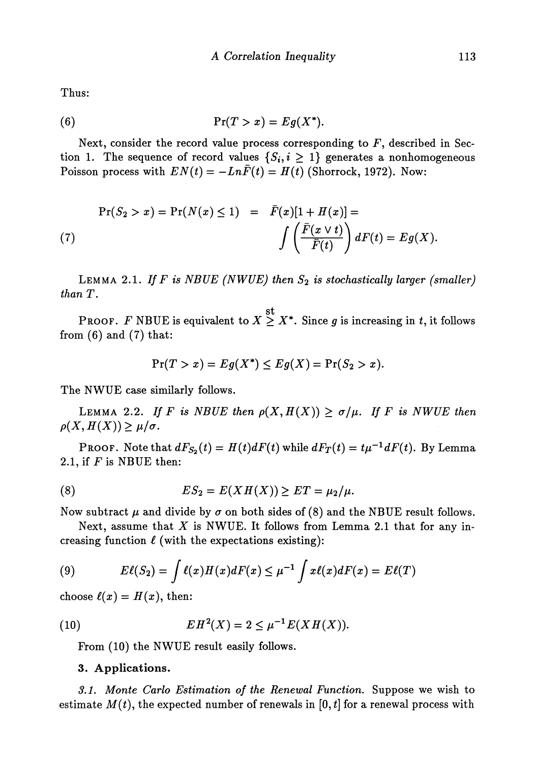Thus:

$$\Pr(T > x) = Eg(X^*). \tag{6}$$

Next, consider the record value process corresponding to $F$, described in Section 1. The sequence of record values $\{S_i, i \geq 1\}$ generates a nonhomogeneous Poisson process with $EN(t) = -Ln\bar{F}(t) = H(t)$ (Shorrock, 1972). Now:

$$\Pr(S_2 > x) = \Pr(N(x) \leq 1) = \bar{F}(x)[1 + H(x)] = \int \left(\frac{\bar{F}(x \vee t)}{\bar{F}(t)}\right) dF(t) = Eg(X). \tag{7}$$

LEMMA 2.1. *If $F$ is NBUE (NWUE) then $S_2$ is stochastically larger (smaller) than $T$.*

PROOF. $F$ NBUE is equivalent to $X \overset{\text{st}}{\geq} X^*$. Since $g$ is increasing in $t$, it follows from (6) and (7) that:

$$\Pr(T > x) = Eg(X^*) \leq Eg(X) = \Pr(S_2 > x).$$

The NWUE case similarly follows.

LEMMA 2.2. *If $F$ is NBUE then $\rho(X, H(X)) \geq \sigma/\mu$. If $F$ is NWUE then $\rho(X, H(X)) \geq \mu/\sigma$.*

PROOF. Note that $dF_{S_2}(t) = H(t)dF(t)$ while $dF_T(t) = t\mu^{-1}dF(t)$. By Lemma 2.1, if $F$ is NBUE then:

$$ES_2 = E(XH(X)) \geq ET = \mu_2/\mu. \tag{8}$$

Now subtract $\mu$ and divide by $\sigma$ on both sides of (8) and the NBUE result follows.

Next, assume that $X$ is NWUE. It follows from Lemma 2.1 that for any increasing function $\ell$ (with the expectations existing):

$$E\ell(S_2) = \int \ell(x)H(x)dF(x) \leq \mu^{-1} \int x\ell(x)dF(x) = E\ell(T) \tag{9}$$

choose $\ell(x) = H(x)$, then:

$$EH^2(X) = 2 \leq \mu^{-1}E(XH(X)). \tag{10}$$

From (10) the NWUE result easily follows.

## 3. Applications.

*3.1. Monte Carlo Estimation of the Renewal Function.* Suppose we wish to estimate $M(t)$, the expected number of renewals in $[0, t]$ for a renewal process with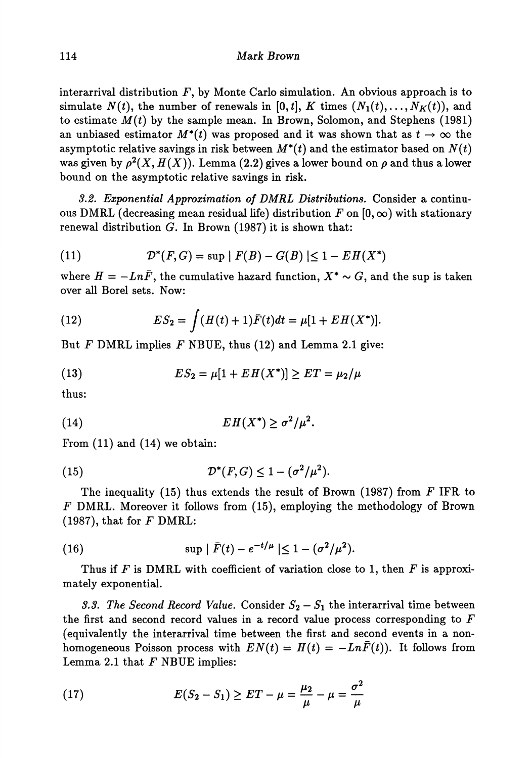interarrival distribution $F$, by Monte Carlo simulation. An obvious approach is to simulate $N(t)$, the number of renewals in $[0, t]$, $K$ times $(N_1(t), \ldots, N_K(t))$, and to estimate $M(t)$ by the sample mean. In Brown, Solomon, and Stephens (1981) an unbiased estimator $M^*(t)$ was proposed and it was shown that as $t \to \infty$ the asymptotic relative savings in risk between $M^*(t)$ and the estimator based on $N(t)$ was given by $\rho^2(X, H(X))$. Lemma (2.2) gives a lower bound on $\rho$ and thus a lower bound on the asymptotic relative savings in risk.

*3.2. Exponential Approximation of DMRL Distributions.* Consider a continuous DMRL (decreasing mean residual life) distribution $F$ on $[0, \infty)$ with stationary renewal distribution $G$. In Brown (1987) it is shown that:

$$\mathcal{D}^*(F, G) = \sup \mid F(B) - G(B) \mid \leq 1 - EH(X^*) \tag{11}$$

where $H = -Ln\bar{F}$, the cumulative hazard function, $X^* \sim G$, and the sup is taken over all Borel sets. Now:

$$ES_2 = \int (H(t) + 1)\bar{F}(t)dt = \mu[1 + EH(X^*)]. \tag{12}$$

But $F$ DMRL implies $F$ NBUE, thus (12) and Lemma 2.1 give:

$$ES_2 = \mu[1 + EH(X^*)] \geq ET = \mu_2/\mu \tag{13}$$

thus:

$$EH(X^*) \geq \sigma^2/\mu^2. \tag{14}$$

From (11) and (14) we obtain:

$$\mathcal{D}^*(F, G) \leq 1 - (\sigma^2/\mu^2). \tag{15}$$

The inequality (15) thus extends the result of Brown (1987) from $F$ IFR to $F$ DMRL. Moreover it follows from (15), employing the methodology of Brown (1987), that for $F$ DMRL:

$$\sup \mid \bar{F}(t) - e^{-t/\mu} \mid \leq 1 - (\sigma^2/\mu^2). \tag{16}$$

Thus if $F$ is DMRL with coefficient of variation close to 1, then $F$ is approximately exponential.

*3.3. The Second Record Value.* Consider $S_2 - S_1$ the interarrival time between the first and second record values in a record value process corresponding to $F$ (equivalently the interarrival time between the first and second events in a nonhomogeneous Poisson process with $EN(t) = H(t) = -Ln\bar{F}(t)$). It follows from Lemma 2.1 that $F$ NBUE implies:

$$E(S_2 - S_1) \geq ET - \mu = \frac{\mu_2}{\mu} - \mu = \frac{\sigma^2}{\mu} \tag{17}$$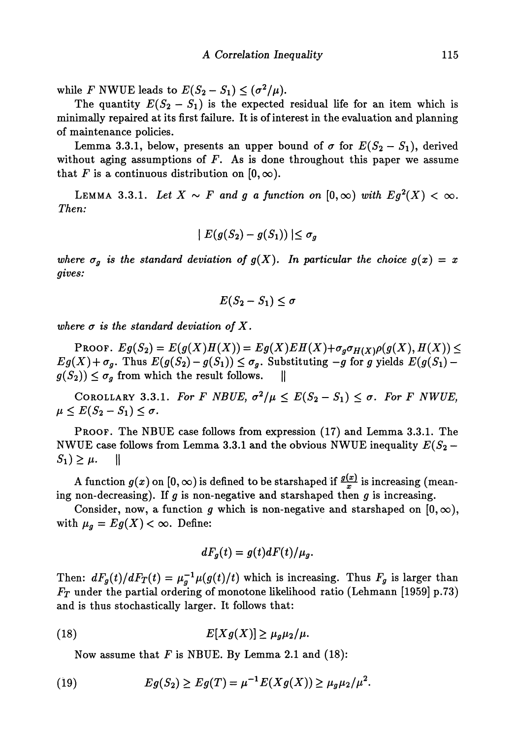while $F$ NWUE leads to $E(S_2 - S_1) \leq (\sigma^2/\mu)$.

The quantity $E(S_2 - S_1)$ is the expected residual life for an item which is minimally repaired at its first failure. It is of interest in the evaluation and planning of maintenance policies.

Lemma 3.3.1, below, presents an upper bound of $\sigma$ for $E(S_2 - S_1)$, derived without aging assumptions of $F$. As is done throughout this paper we assume that $F$ is a continuous distribution on $[0, \infty)$.

LEMMA 3.3.1. *Let $X \sim F$ and $g$ a function on $[0, \infty)$ with $Eg^2(X) < \infty$. Then:*

$$| E(g(S_2) - g(S_1)) | \leq \sigma_g$$

*where $\sigma_g$ is the standard deviation of $g(X)$. In particular the choice $g(x) = x$ gives:*

$$E(S_2 - S_1) \leq \sigma$$

*where $\sigma$ is the standard deviation of $X$.*

PROOF. $Eg(S_2) = E(g(X)H(X)) = Eg(X)EH(X) + \sigma_g \sigma_{H(X)} \rho(g(X), H(X)) \leq Eg(X) + \sigma_g$. Thus $E(g(S_2) - g(S_1)) \leq \sigma_g$. Substituting $-g$ for $g$ yields $E(g(S_1) - g(S_2)) \leq \sigma_g$ from which the result follows. ||

COROLLARY 3.3.1. *For $F$ NBUE, $\sigma^2/\mu \leq E(S_2 - S_1) \leq \sigma$. For $F$ NWUE, $\mu \leq E(S_2 - S_1) \leq \sigma$.*

PROOF. The NBUE case follows from expression (17) and Lemma 3.3.1. The NWUE case follows from Lemma 3.3.1 and the obvious NWUE inequality $E(S_2 - S_1) \geq \mu$. ||

A function $g(x)$ on $[0, \infty)$ is defined to be starshaped if $\frac{g(x)}{x}$ is increasing (meaning non-decreasing). If $g$ is non-negative and starshaped then $g$ is increasing.

Consider, now, a function $g$ which is non-negative and starshaped on $[0, \infty)$, with $\mu_g = Eg(X) < \infty$. Define:

$$dF_g(t) = g(t)dF(t)/\mu_g.$$

Then: $dF_g(t)/dF_T(t) = \mu_g^{-1}\mu(g(t)/t)$ which is increasing. Thus $F_g$ is larger than $F_T$ under the partial ordering of monotone likelihood ratio (Lehmann [1959] p.73) and is thus stochastically larger. It follows that:

$$E[Xg(X)] \geq \mu_g \mu_2/\mu. \tag{18}$$

Now assume that $F$ is NBUE. By Lemma 2.1 and (18):

$$Eg(S_2) \geq Eg(T) = \mu^{-1}E(Xg(X)) \geq \mu_g \mu_2/\mu^2. \tag{19}$$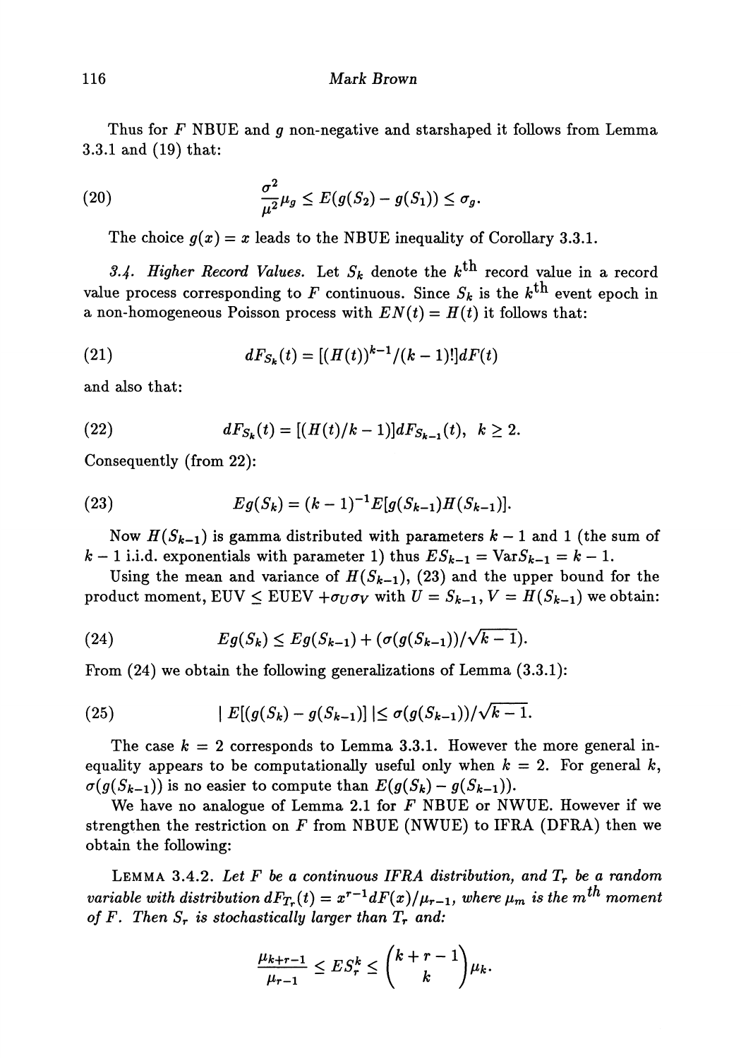Thus for $F$ NBUE and $g$ non-negative and starshaped it follows from Lemma 3.3.1 and (19) that:

$$\frac{\sigma^2}{\mu^2}\mu_g \leq E(g(S_2) - g(S_1)) \leq \sigma_g. \tag{20}$$

The choice $g(x) = x$ leads to the NBUE inequality of Corollary 3.3.1.

*3.4. Higher Record Values.* Let $S_k$ denote the $k^{\text{th}}$ record value in a record value process corresponding to $F$ continuous. Since $S_k$ is the $k^{\text{th}}$ event epoch in a non-homogeneous Poisson process with $EN(t) = H(t)$ it follows that:

$$dF_{S_k}(t) = [(H(t))^{k-1}/(k-1)!]dF(t) \tag{21}$$

and also that:

$$dF_{S_k}(t) = [(H(t)/k-1)]dF_{S_{k-1}}(t), \;\; k \geq 2. \tag{22}$$

Consequently (from 22):

$$Eg(S_k) = (k-1)^{-1}E[g(S_{k-1})H(S_{k-1})]. \tag{23}$$

Now $H(S_{k-1})$ is gamma distributed with parameters $k-1$ and 1 (the sum of $k-1$ i.i.d. exponentials with parameter 1) thus $ES_{k-1} = \text{Var}S_{k-1} = k-1$.

Using the mean and variance of $H(S_{k-1})$, (23) and the upper bound for the product moment, EUV $\leq$ EUEV $+\sigma_U\sigma_V$ with $U = S_{k-1}, V = H(S_{k-1})$ we obtain:

$$Eg(S_k) \leq Eg(S_{k-1}) + (\sigma(g(S_{k-1}))/\sqrt{k-1}). \tag{24}$$

From (24) we obtain the following generalizations of Lemma (3.3.1):

$$| E[(g(S_k) - g(S_{k-1})] | \leq \sigma(g(S_{k-1}))/\sqrt{k-1}. \tag{25}$$

The case $k = 2$ corresponds to Lemma 3.3.1. However the more general inequality appears to be computationally useful only when $k = 2$. For general $k$, $\sigma(g(S_{k-1}))$ is no easier to compute than $E(g(S_k) - g(S_{k-1}))$.

We have no analogue of Lemma 2.1 for $F$ NBUE or NWUE. However if we strengthen the restriction on $F$ from NBUE (NWUE) to IFRA (DFRA) then we obtain the following:

LEMMA 3.4.2. *Let $F$ be a continuous IFRA distribution, and $T_r$ be a random variable with distribution $dF_{T_r}(t) = x^{r-1}dF(x)/\mu_{r-1}$, where $\mu_m$ is the $m^{th}$ moment of $F$. Then $S_r$ is stochastically larger than $T_r$ and:*

$$\frac{\mu_{k+r-1}}{\mu_{r-1}} \leq ES_r^k \leq \binom{k+r-1}{k}\mu_k.$$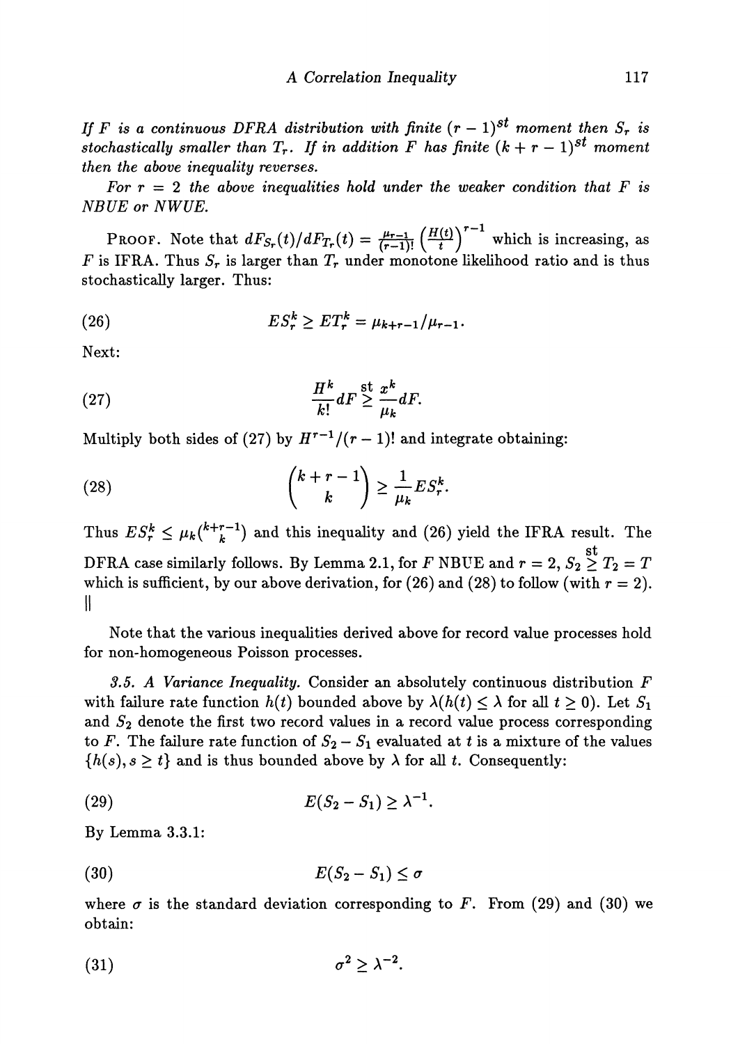*If $F$ is a continuous DFRA distribution with finite $(r-1)^{st}$ moment then $S_r$ is stochastically smaller than $T_r$. If in addition $F$ has finite $(k+r-1)^{st}$ moment then the above inequality reverses.*

*For $r = 2$ the above inequalities hold under the weaker condition that $F$ is NBUE or NWUE.*

PROOF. Note that $dF_{S_r}(t)/dF_{T_r}(t) = \frac{\mu_{r-1}}{(r-1)!}\left(\frac{H(t)}{t}\right)^{r-1}$ which is increasing, as $F$ is IFRA. Thus $S_r$ is larger than $T_r$ under monotone likelihood ratio and is thus stochastically larger. Thus:

$$ES_r^k \geq ET_r^k = \mu_{k+r-1}/\mu_{r-1}. \tag{26}$$

Next:

$$\frac{H^k}{k!}dF \overset{\text{st}}{\geq} \frac{x^k}{\mu_k}dF. \tag{27}$$

Multiply both sides of (27) by $H^{r-1}/(r-1)!$ and integrate obtaining:

$$\binom{k+r-1}{k} \geq \frac{1}{\mu_k}ES_r^k. \tag{28}$$

Thus $ES_r^k \leq \mu_k\binom{k+r-1}{k}$ and this inequality and (26) yield the IFRA result. The DFRA case similarly follows. By Lemma 2.1, for $F$ NBUE and $r = 2$, $S_2 \overset{\text{st}}{\geq} T_2 = T$ which is sufficient, by our above derivation, for (26) and (28) to follow (with $r = 2$). ||

Note that the various inequalities derived above for record value processes hold for non-homogeneous Poisson processes.

*3.5. A Variance Inequality.* Consider an absolutely continuous distribution $F$ with failure rate function $h(t)$ bounded above by $\lambda (h(t) \leq \lambda$ for all $t \geq 0)$. Let $S_1$ and $S_2$ denote the first two record values in a record value process corresponding to $F$. The failure rate function of $S_2 - S_1$ evaluated at $t$ is a mixture of the values $\{h(s), s \geq t\}$ and is thus bounded above by $\lambda$ for all $t$. Consequently:

$$E(S_2 - S_1) \geq \lambda^{-1}. \tag{29}$$

By Lemma 3.3.1:

$$E(S_2 - S_1) \leq \sigma \tag{30}$$

where $\sigma$ is the standard deviation corresponding to $F$. From (29) and (30) we obtain:

$$\sigma^2 \geq \lambda^{-2}. \tag{31}$$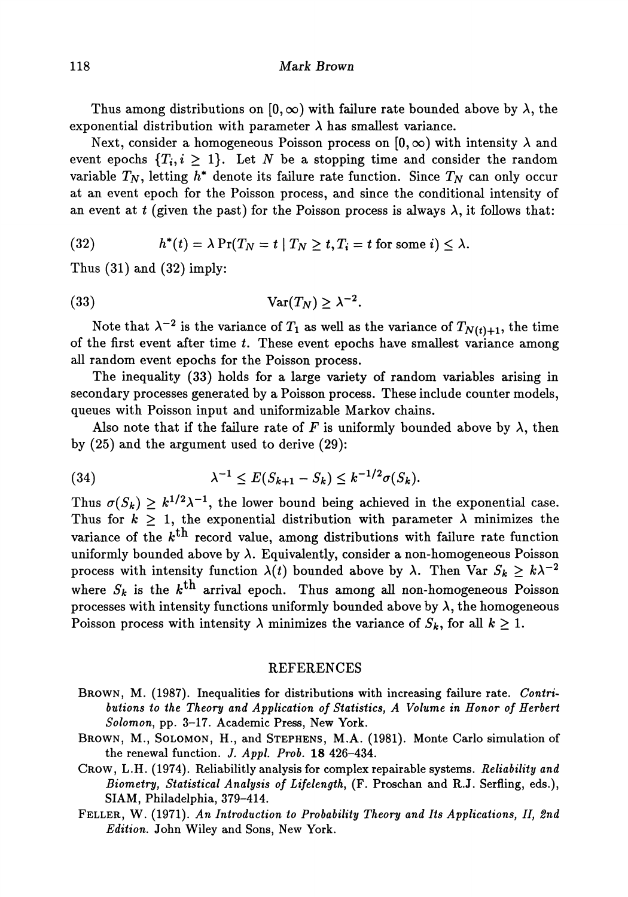Thus among distributions on $[0, \infty)$ with failure rate bounded above by $\lambda$, the exponential distribution with parameter $\lambda$ has smallest variance.

Next, consider a homogeneous Poisson process on $[0, \infty)$ with intensity $\lambda$ and event epochs $\{T_i, i \geq 1\}$. Let $N$ be a stopping time and consider the random variable $T_N$, letting $h^*$ denote its failure rate function. Since $T_N$ can only occur at an event epoch for the Poisson process, and since the conditional intensity of an event at $t$ (given the past) for the Poisson process is always $\lambda$, it follows that:

$$h^*(t) = \lambda \Pr(T_N = t \mid T_N \geq t, T_i = t \text{ for some } i) \leq \lambda. \tag{32}$$

Thus (31) and (32) imply:

$$\operatorname{Var}(T_N) \geq \lambda^{-2}. \tag{33}$$

Note that $\lambda^{-2}$ is the variance of $T_1$ as well as the variance of $T_{N(t)+1}$, the time of the first event after time $t$. These event epochs have smallest variance among all random event epochs for the Poisson process.

The inequality (33) holds for a large variety of random variables arising in secondary processes generated by a Poisson process. These include counter models, queues with Poisson input and uniformizable Markov chains.

Also note that if the failure rate of $F$ is uniformly bounded above by $\lambda$, then by (25) and the argument used to derive (29):

$$\lambda^{-1} \leq E(S_{k+1} - S_k) \leq k^{-1/2}\sigma(S_k). \tag{34}$$

Thus $\sigma(S_k) \geq k^{1/2}\lambda^{-1}$, the lower bound being achieved in the exponential case. Thus for $k \geq 1$, the exponential distribution with parameter $\lambda$ minimizes the variance of the $k^{\text{th}}$ record value, among distributions with failure rate function uniformly bounded above by $\lambda$. Equivalently, consider a non-homogeneous Poisson process with intensity function $\lambda(t)$ bounded above by $\lambda$. Then $\operatorname{Var} S_k \geq k\lambda^{-2}$ where $S_k$ is the $k^{\text{th}}$ arrival epoch. Thus among all non-homogeneous Poisson processes with intensity functions uniformly bounded above by $\lambda$, the homogeneous Poisson process with intensity $\lambda$ minimizes the variance of $S_k$, for all $k \geq 1$.

## REFERENCES

BROWN, M. (1987). Inequalities for distributions with increasing failure rate. *Contributions to the Theory and Application of Statistics, A Volume in Honor of Herbert Solomon*, pp. 3–17. Academic Press, New York.

BROWN, M., SOLOMON, H., and STEPHENS, M.A. (1981). Monte Carlo simulation of the renewal function. *J. Appl. Prob.* **18** 426–434.

CROW, L.H. (1974). Reliabilitly analysis for complex repairable systems. *Reliability and Biometry, Statistical Analysis of Lifelength*, (F. Proschan and R.J. Serfling, eds.), SIAM, Philadelphia, 379–414.

FELLER, W. (1971). *An Introduction to Probability Theory and Its Applications, II, 2nd Edition.* John Wiley and Sons, New York.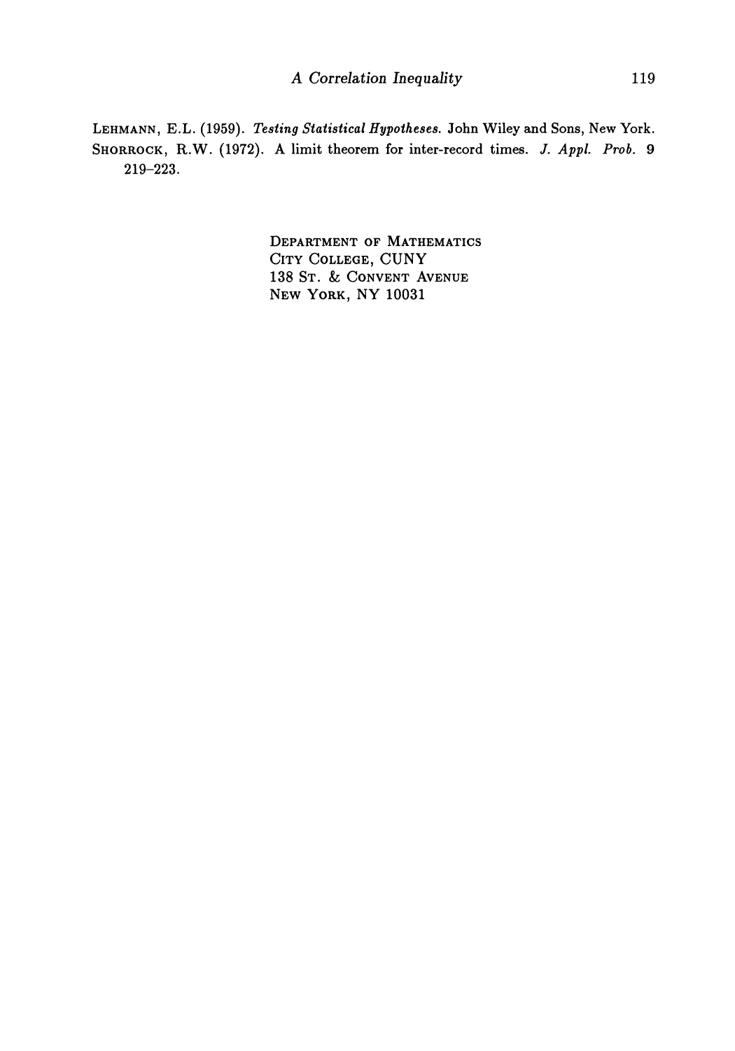LEHMANN, E.L. (1959). *Testing Statistical Hypotheses.* John Wiley and Sons, New York.

SHORROCK, R.W. (1972). A limit theorem for inter-record times. *J. Appl. Prob.* **9** 219–223.

DEPARTMENT OF MATHEMATICS
CITY COLLEGE, CUNY
138 ST. & CONVENT AVENUE
NEW YORK, NY 10031